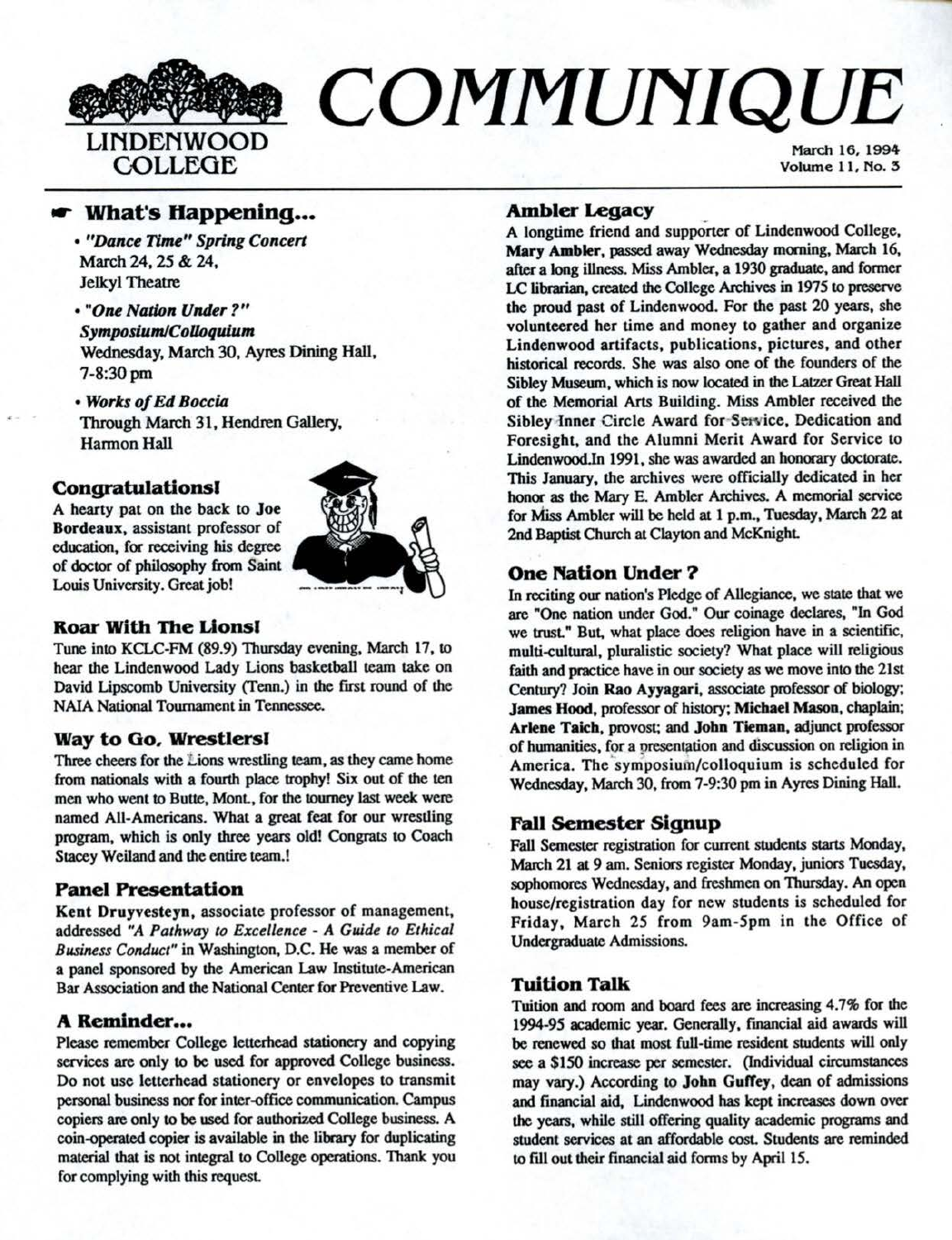# COMMUNIQUE

LINDENWOOD COLLEGE

March 16, 1994
Volume 11, No. 5

## What's Happening...

- *"Dance Time" Spring Concert*
  March 24, 25 & 24,
  Jelkyl Theatre
- *"One Nation Under ?" Symposium/Colloquium*
  Wednesday, March 30, Ayres Dining Hall, 7-8:30 pm
- *Works of Ed Boccia*
  Through March 31, Hendren Gallery, Harmon Hall

### Congratulations!

A hearty pat on the back to **Joe Bordeaux**, assistant professor of education, for receiving his degree of doctor of philosophy from Saint Louis University. Great job!

### Roar With The Lions!

Tune into KCLC-FM (89.9) Thursday evening, March 17, to hear the Lindenwood Lady Lions basketball team take on David Lipscomb University (Tenn.) in the first round of the NAIA National Tournament in Tennessee.

### Way to Go, Wrestlers!

Three cheers for the Lions wrestling team, as they came home from nationals with a fourth place trophy! Six out of the ten men who went to Butte, Mont., for the tourney last week were named All-Americans. What a great feat for our wrestling program, which is only three years old! Congrats to Coach Stacey Weiland and the entire team.!

### Panel Presentation

**Kent Druyvesteyn**, associate professor of management, addressed *"A Pathway to Excellence - A Guide to Ethical Business Conduct"* in Washington, D.C. He was a member of a panel sponsored by the American Law Institute-American Bar Association and the National Center for Preventive Law.

### A Reminder...

Please remember College letterhead stationery and copying services are only to be used for approved College business. Do not use letterhead stationery or envelopes to transmit personal business nor for inter-office communication. Campus copiers are only to be used for authorized College business. A coin-operated copier is available in the library for duplicating material that is not integral to College operations. Thank you for complying with this request.

### Ambler Legacy

A longtime friend and supporter of Lindenwood College, **Mary Ambler**, passed away Wednesday morning, March 16, after a long illness. Miss Ambler, a 1930 graduate, and former LC librarian, created the College Archives in 1975 to preserve the proud past of Lindenwood. For the past 20 years, she volunteered her time and money to gather and organize Lindenwood artifacts, publications, pictures, and other historical records. She was also one of the founders of the Sibley Museum, which is now located in the Latzer Great Hall of the Memorial Arts Building. Miss Ambler received the Sibley Inner Circle Award for Service, Dedication and Foresight, and the Alumni Merit Award for Service to Lindenwood.In 1991, she was awarded an honorary doctorate. This January, the archives were officially dedicated in her honor as the Mary E. Ambler Archives. A memorial service for Miss Ambler will be held at 1 p.m., Tuesday, March 22 at 2nd Baptist Church at Clayton and McKnight.

### One Nation Under ?

In reciting our nation's Pledge of Allegiance, we state that we are "One nation under God." Our coinage declares, "In God we trust." But, what place does religion have in a scientific, multi-cultural, pluralistic society? What place will religious faith and practice have in our society as we move into the 21st Century? Join **Rao Ayyagari**, associate professor of biology; **James Hood**, professor of history; **Michael Mason**, chaplain; **Arlene Taich**, provost; and **John Tieman**, adjunct professor of humanities, for a presentation and discussion on religion in America. The symposium/colloquium is scheduled for Wednesday, March 30, from 7-9:30 pm in Ayres Dining Hall.

### Fall Semester Signup

Fall Semester registration for current students starts Monday, March 21 at 9 am. Seniors register Monday, juniors Tuesday, sophomores Wednesday, and freshmen on Thursday. An open house/registration day for new students is scheduled for Friday, March 25 from 9am-5pm in the Office of Undergraduate Admissions.

### Tuition Talk

Tuition and room and board fees are increasing 4.7% for the 1994-95 academic year. Generally, financial aid awards will be renewed so that most full-time resident students will only see a $150 increase per semester. (Individual circumstances may vary.) According to **John Guffey**, dean of admissions and financial aid, Lindenwood has kept increases down over the years, while still offering quality academic programs and student services at an affordable cost. Students are reminded to fill out their financial aid forms by April 15.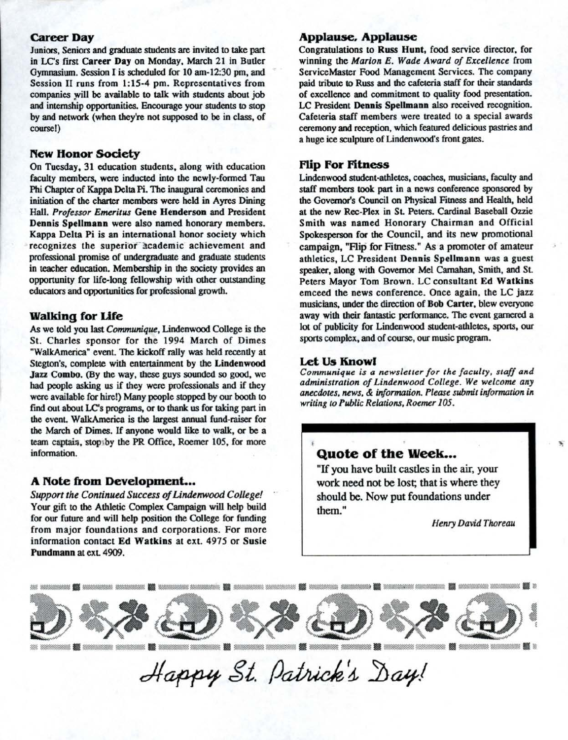### Career Day

Juniors, Seniors and graduate students are invited to take part in LC's first **Career Day** on Monday, March 21 in Butler Gymnasium. Session I is scheduled for 10 am-12:30 pm, and Session II runs from 1:15-4 pm. Representatives from companies will be available to talk with students about job and internship opportunities. Encourage your students to stop by and network (when they're not supposed to be in class, of course!)

### New Honor Society

On Tuesday, 31 education students, along with education faculty members, were inducted into the newly-formed Tau Phi Chapter of Kappa Delta Pi. The inaugural ceremonies and initiation of the charter members were held in Ayres Dining Hall. *Professor Emeritus* **Gene Henderson** and President **Dennis Spellmann** were also named honorary members. Kappa Delta Pi is an international honor society which recognizes the superior academic achievement and professional promise of undergraduate and graduate students in teacher education. Membership in the society provides an opportunity for life-long fellowship with other outstanding educators and opportunities for professional growth.

### Walking for Life

As we told you last *Communique*, Lindenwood College is the St. Charles sponsor for the 1994 March of Dimes "WalkAmerica" event. The kickoff rally was held recently at Stegton's, complete with entertainment by the **Lindenwood Jazz Combo.** (By the way, these guys sounded so good, we had people asking us if they were professionals and if they were available for hire!) Many people stopped by our booth to find out about LC's programs, or to thank us for taking part in the event. WalkAmerica is the largest annual fund-raiser for the March of Dimes. If anyone would like to walk, or be a team captain, stop by the PR Office, Roemer 105, for more information.

### A Note from Development...

*Support the Continued Success of Lindenwood College!* Your gift to the Athletic Complex Campaign will help build for our future and will help position the College for funding from major foundations and corporations. For more information contact **Ed Watkins** at ext. 4975 or **Susie Pundmann** at ext. 4909.

### Applause, Applause

Congratulations to **Russ Hunt**, food service director, for winning the *Marion E. Wade Award of Excellence* from ServiceMaster Food Management Services. The company paid tribute to Russ and the cafeteria staff for their standards of excellence and commitment to quality food presentation. LC President **Dennis Spellmann** also received recognition. Cafeteria staff members were treated to a special awards ceremony and reception, which featured delicious pastries and a huge ice sculpture of Lindenwood's front gates.

### Flip For Fitness

Lindenwood student-athletes, coaches, musicians, faculty and staff members took part in a news conference sponsored by the Governor's Council on Physical Fitness and Health, held at the new Rec-Plex in St. Peters. Cardinal Baseball Ozzie Smith was named Honorary Chairman and Official Spokesperson for the Council, and its new promotional campaign, "Flip for Fitness." As a promoter of amateur athletics, LC President **Dennis Spellmann** was a guest speaker, along with Governor Mel Carnahan, Smith, and St. Peters Mayor Tom Brown. LC consultant **Ed Watkins** emceed the news conference. Once again, the LC jazz musicians, under the direction of **Bob Carter**, blew everyone away with their fantastic performance. The event garnered a lot of publicity for Lindenwood student-athletes, sports, our sports complex, and of course, our music program.

### Let Us Know!

*Communique is a newsletter for the faculty, staff and administration of Lindenwood College. We welcome any anecdotes, news, & information. Please submit information in writing to Public Relations, Roemer 105.*

### Quote of the Week...

"If you have built castles in the air, your work need not be lost; that is where they should be. Now put foundations under them."

*Henry David Thoreau*

*Happy St. Patrick's Day!*